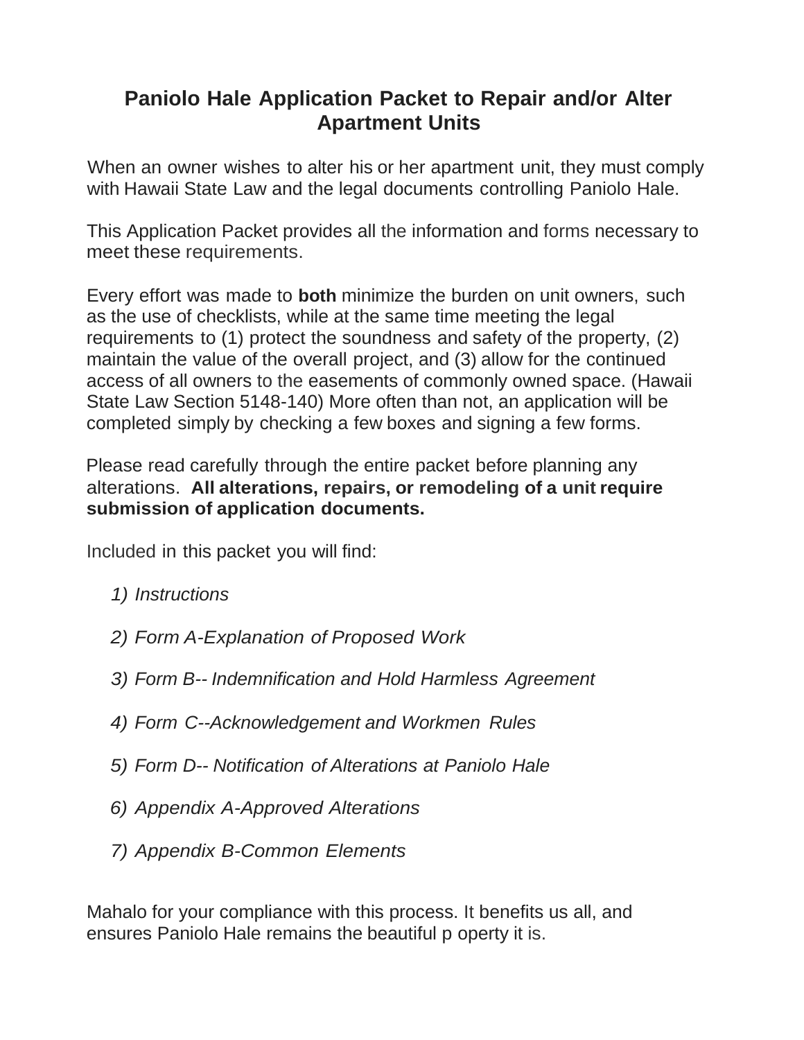# Paniolo Hale Application Packet to Repair and/or Alter Apartment Units

When an owner wishes to alter his or her apartment unit, they must comply with Hawaii State Law and the legal documents controlling Paniolo Hale.

This Application Packet provides all the information and forms necessary to meet these requirements.

Every effort was made to **both** minimize the burden on unit owners, such as the use of checklists, while at the same time meeting the legal requirements to (1) protect the soundness and safety of the property, (2) maintain the value of the overall project, and (3) allow for the continued access of all owners to the easements of commonly owned space. (Hawaii State Law Section 5148-140) More often than not, an application will be completed simply by checking a few boxes and signing a few forms.

Please read carefully through the entire packet before planning any alterations. **All alterations, repairs, or remodeling of a unit require submission of application documents.**

Included in this packet you will find:

1) *Instructions*
2) *Form A-Explanation of Proposed Work*
3) *Form B-- Indemnification and Hold Harmless Agreement*
4) *Form C--Acknowledgement and Workmen Rules*
5) *Form D-- Notification of Alterations at Paniolo Hale*
6) *Appendix A-Approved Alterations*
7) *Appendix B-Common Elements*

Mahalo for your compliance with this process. It benefits us all, and ensures Paniolo Hale remains the beautiful p operty it is.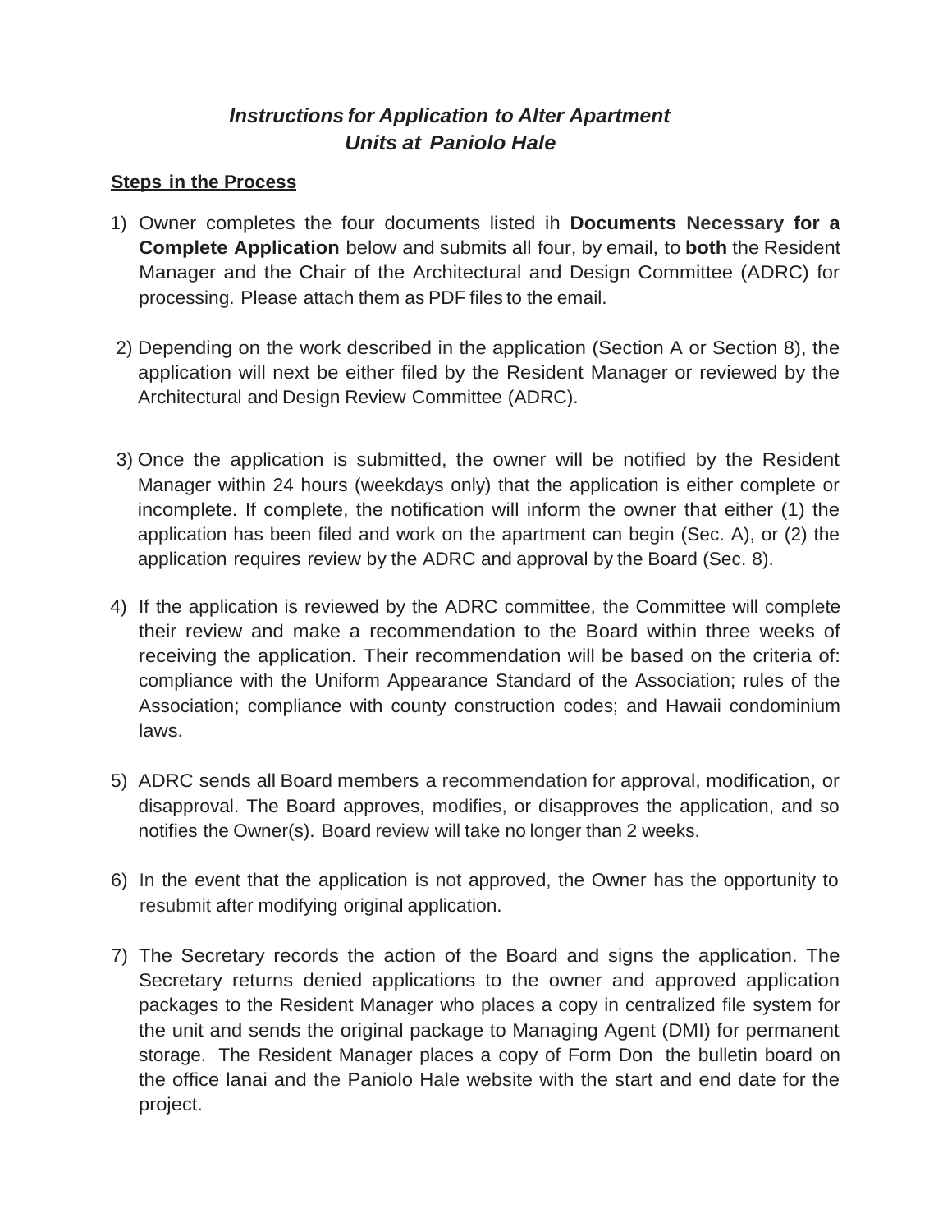# *Instructions for Application to Alter Apartment Units at Paniolo Hale*

**Steps in the Process**

1) Owner completes the four documents listed ih **Documents Necessary for a Complete Application** below and submits all four, by email, to **both** the Resident Manager and the Chair of the Architectural and Design Committee (ADRC) for processing. Please attach them as PDF files to the email.

2) Depending on the work described in the application (Section A or Section 8), the application will next be either filed by the Resident Manager or reviewed by the Architectural and Design Review Committee (ADRC).

3) Once the application is submitted, the owner will be notified by the Resident Manager within 24 hours (weekdays only) that the application is either complete or incomplete. If complete, the notification will inform the owner that either (1) the application has been filed and work on the apartment can begin (Sec. A), or (2) the application requires review by the ADRC and approval by the Board (Sec. 8).

4) If the application is reviewed by the ADRC committee, the Committee will complete their review and make a recommendation to the Board within three weeks of receiving the application. Their recommendation will be based on the criteria of: compliance with the Uniform Appearance Standard of the Association; rules of the Association; compliance with county construction codes; and Hawaii condominium laws.

5) ADRC sends all Board members a recommendation for approval, modification, or disapproval. The Board approves, modifies, or disapproves the application, and so notifies the Owner(s). Board review will take no longer than 2 weeks.

6) In the event that the application is not approved, the Owner has the opportunity to resubmit after modifying original application.

7) The Secretary records the action of the Board and signs the application. The Secretary returns denied applications to the owner and approved application packages to the Resident Manager who places a copy in centralized file system for the unit and sends the original package to Managing Agent (DMI) for permanent storage. The Resident Manager places a copy of Form Don the bulletin board on the office lanai and the Paniolo Hale website with the start and end date for the project.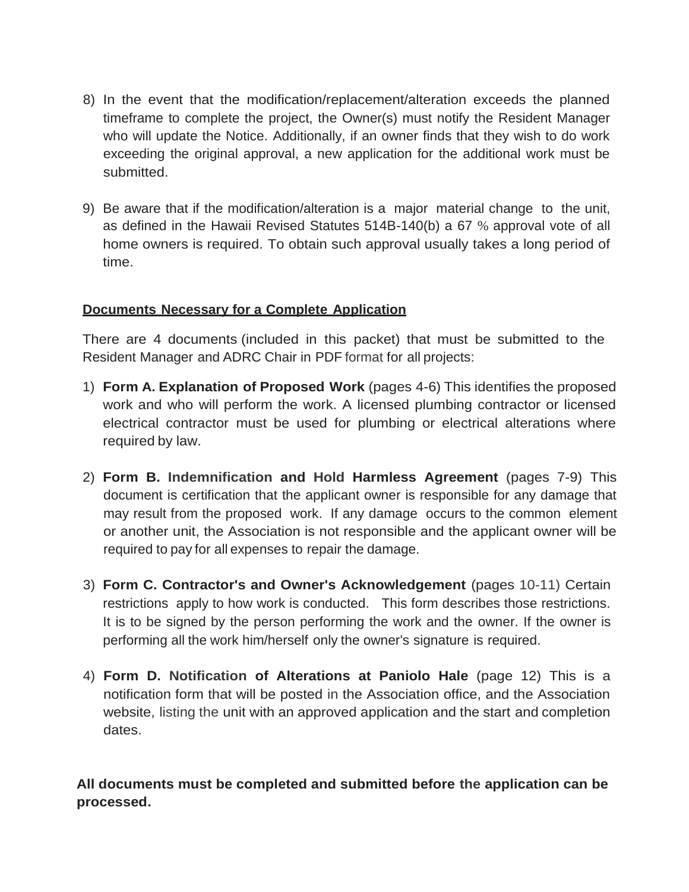8) In the event that the modification/replacement/alteration exceeds the planned timeframe to complete the project, the Owner(s) must notify the Resident Manager who will update the Notice. Additionally, if an owner finds that they wish to do work exceeding the original approval, a new application for the additional work must be submitted.

9) Be aware that if the modification/alteration is a major material change to the unit, as defined in the Hawaii Revised Statutes 514B-140(b) a 67 % approval vote of all home owners is required. To obtain such approval usually takes a long period of time.

**Documents Necessary for a Complete Application**

There are 4 documents (included in this packet) that must be submitted to the Resident Manager and ADRC Chair in PDF format for all projects:

1) **Form A. Explanation of Proposed Work** (pages 4-6) This identifies the proposed work and who will perform the work. A licensed plumbing contractor or licensed electrical contractor must be used for plumbing or electrical alterations where required by law.

2) **Form B. Indemnification and Hold Harmless Agreement** (pages 7-9) This document is certification that the applicant owner is responsible for any damage that may result from the proposed work. If any damage occurs to the common element or another unit, the Association is not responsible and the applicant owner will be required to pay for all expenses to repair the damage.

3) **Form C. Contractor's and Owner's Acknowledgement** (pages 10-11) Certain restrictions apply to how work is conducted. This form describes those restrictions. It is to be signed by the person performing the work and the owner. If the owner is performing all the work him/herself only the owner's signature is required.

4) **Form D. Notification of Alterations at Paniolo Hale** (page 12) This is a notification form that will be posted in the Association office, and the Association website, listing the unit with an approved application and the start and completion dates.

**All documents must be completed and submitted before the application can be processed.**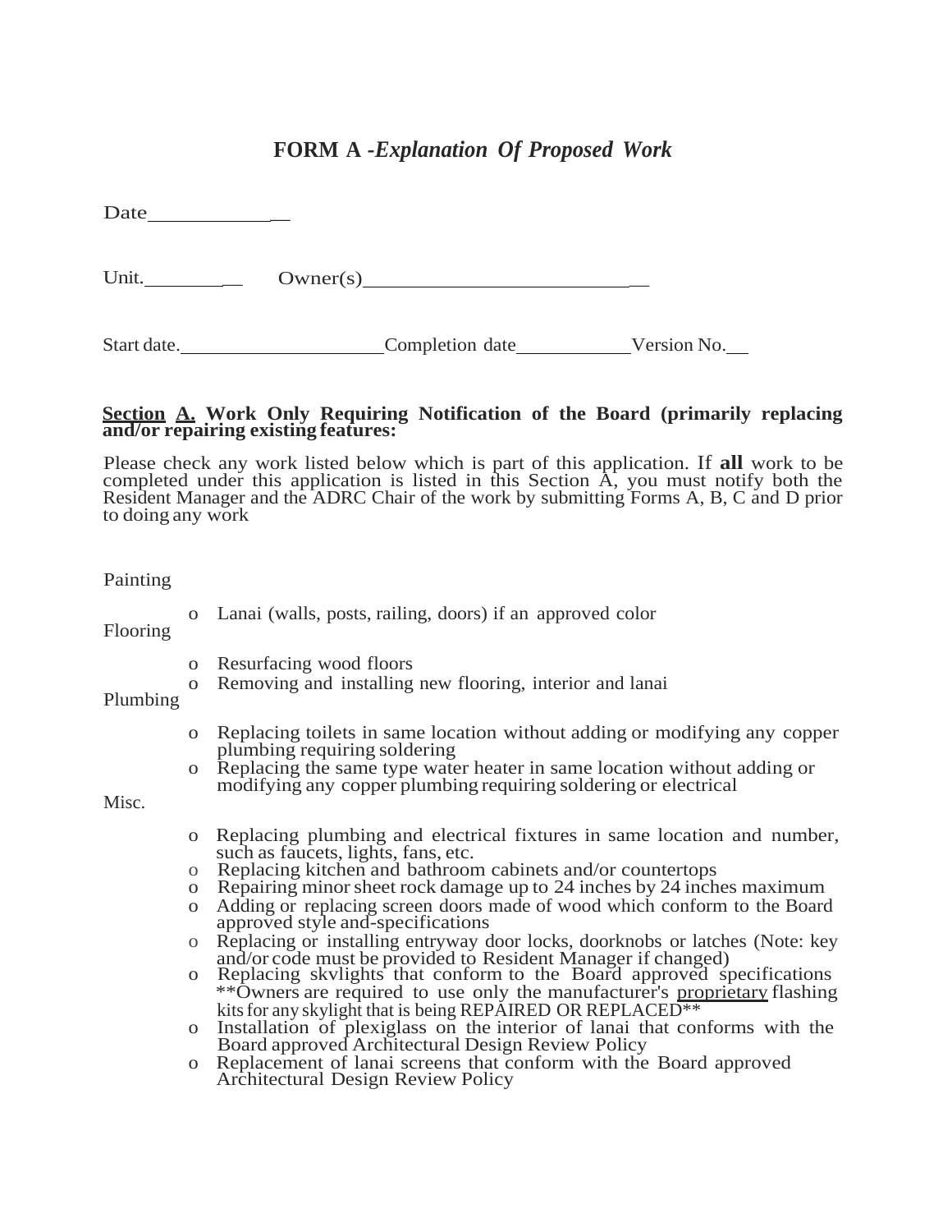# FORM A -*Explanation Of Proposed Work*

Date\_\_\_\_\_\_\_\_\_\_\_\_\_\_

Unit.\_\_\_\_\_\_\_\_\_\_ Owner(s)\_\_\_\_\_\_\_\_\_\_\_\_\_\_\_\_\_\_\_\_\_\_\_\_\_\_\_\_\_\_

Start date.\_\_\_\_\_\_\_\_\_\_\_\_\_\_\_\_\_\_\_\_\_\_ Completion date\_\_\_\_\_\_\_\_\_\_\_\_\_ Version No.\_\_\_

**<u>Section</u> <u>A.</u> Work Only Requiring Notification of the Board (primarily replacing and/or repairing existing features:**

Please check any work listed below which is part of this application. If **all** work to be completed under this application is listed in this Section A, you must notify both the Resident Manager and the ADRC Chair of the work by submitting Forms A, B, C and D prior to doing any work

Painting

- o Lanai (walls, posts, railing, doors) if an approved color

Flooring

- o Resurfacing wood floors
- o Removing and installing new flooring, interior and lanai

Plumbing

- o Replacing toilets in same location without adding or modifying any copper plumbing requiring soldering
- o Replacing the same type water heater in same location without adding or modifying any copper plumbing requiring soldering or electrical

Misc.

- o Replacing plumbing and electrical fixtures in same location and number, such as faucets, lights, fans, etc.
- o Replacing kitchen and bathroom cabinets and/or countertops
- o Repairing minor sheet rock damage up to 24 inches by 24 inches maximum
- o Adding or replacing screen doors made of wood which conform to the Board approved style and-specifications
- o Replacing or installing entryway door locks, doorknobs or latches (Note: key and/or code must be provided to Resident Manager if changed)
- o Replacing skvlights that conform to the Board approved specifications \*\*Owners are required to use only the manufacturer's <u>proprietary</u> flashing kits for any skylight that is being REPAIRED OR REPLACED\*\*
- o Installation of plexiglass on the interior of lanai that conforms with the Board approved Architectural Design Review Policy
- o Replacement of lanai screens that conform with the Board approved Architectural Design Review Policy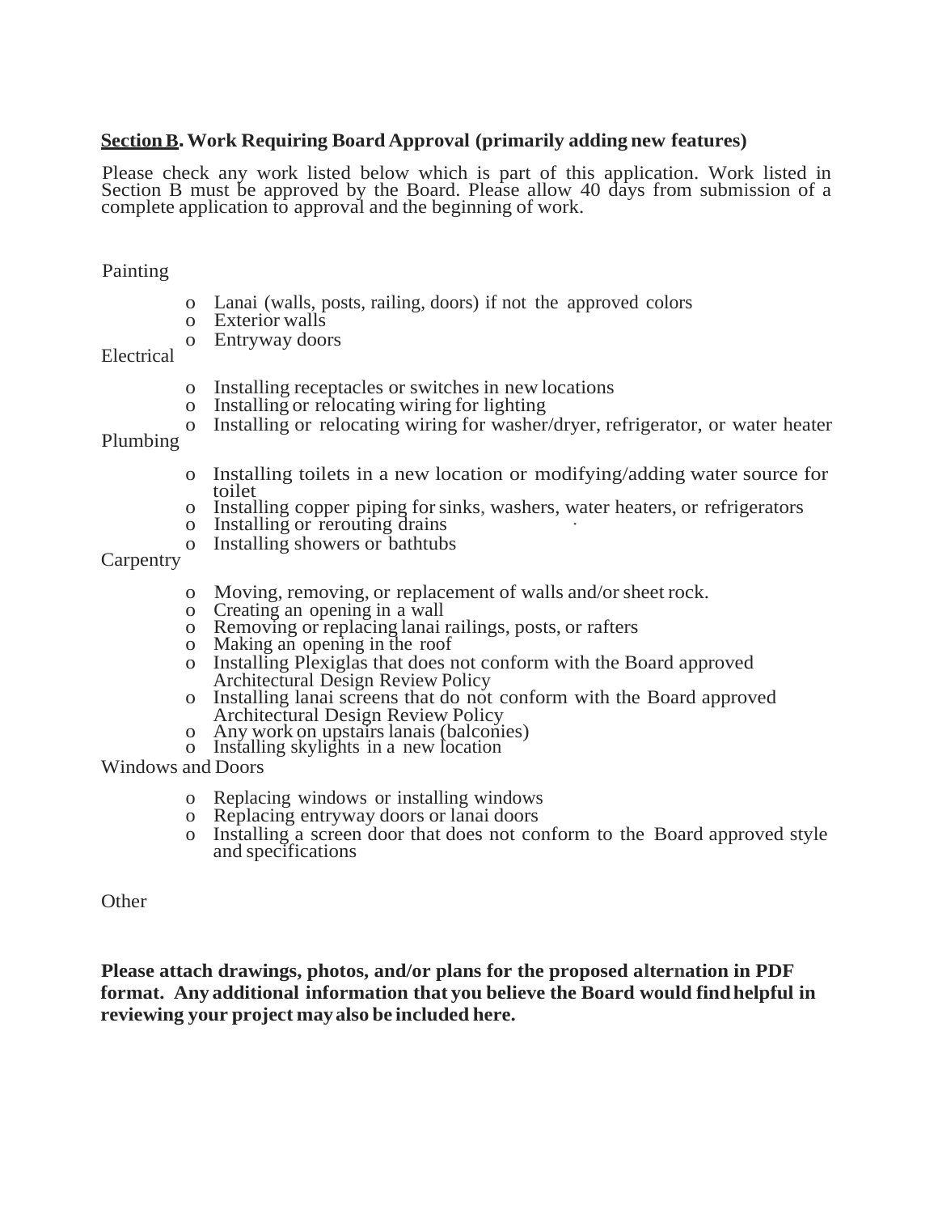**<u>Section B</u>. Work Requiring Board Approval (primarily adding new features)**

Please check any work listed below which is part of this application. Work listed in Section B must be approved by the Board. Please allow 40 days from submission of a complete application to approval and the beginning of work.

Painting

- Lanai (walls, posts, railing, doors) if not the approved colors
- Exterior walls
- Entryway doors

Electrical

- Installing receptacles or switches in new locations
- Installing or relocating wiring for lighting
- Installing or relocating wiring for washer/dryer, refrigerator, or water heater

Plumbing

- Installing toilets in a new location or modifying/adding water source for toilet
- Installing copper piping for sinks, washers, water heaters, or refrigerators
- Installing or rerouting drains
- Installing showers or bathtubs

Carpentry

- Moving, removing, or replacement of walls and/or sheet rock.
- Creating an opening in a wall
- Removing or replacing lanai railings, posts, or rafters
- Making an opening in the roof
- Installing Plexiglas that does not conform with the Board approved Architectural Design Review Policy
- Installing lanai screens that do not conform with the Board approved Architectural Design Review Policy
- Any work on upstairs lanais (balconies)
- Installing skylights in a new location

Windows and Doors

- Replacing windows or installing windows
- Replacing entryway doors or lanai doors
- Installing a screen door that does not conform to the Board approved style and specifications

Other

**Please attach drawings, photos, and/or plans for the proposed alternation in PDF format. Any additional information that you believe the Board would find helpful in reviewing your project may also be included here.**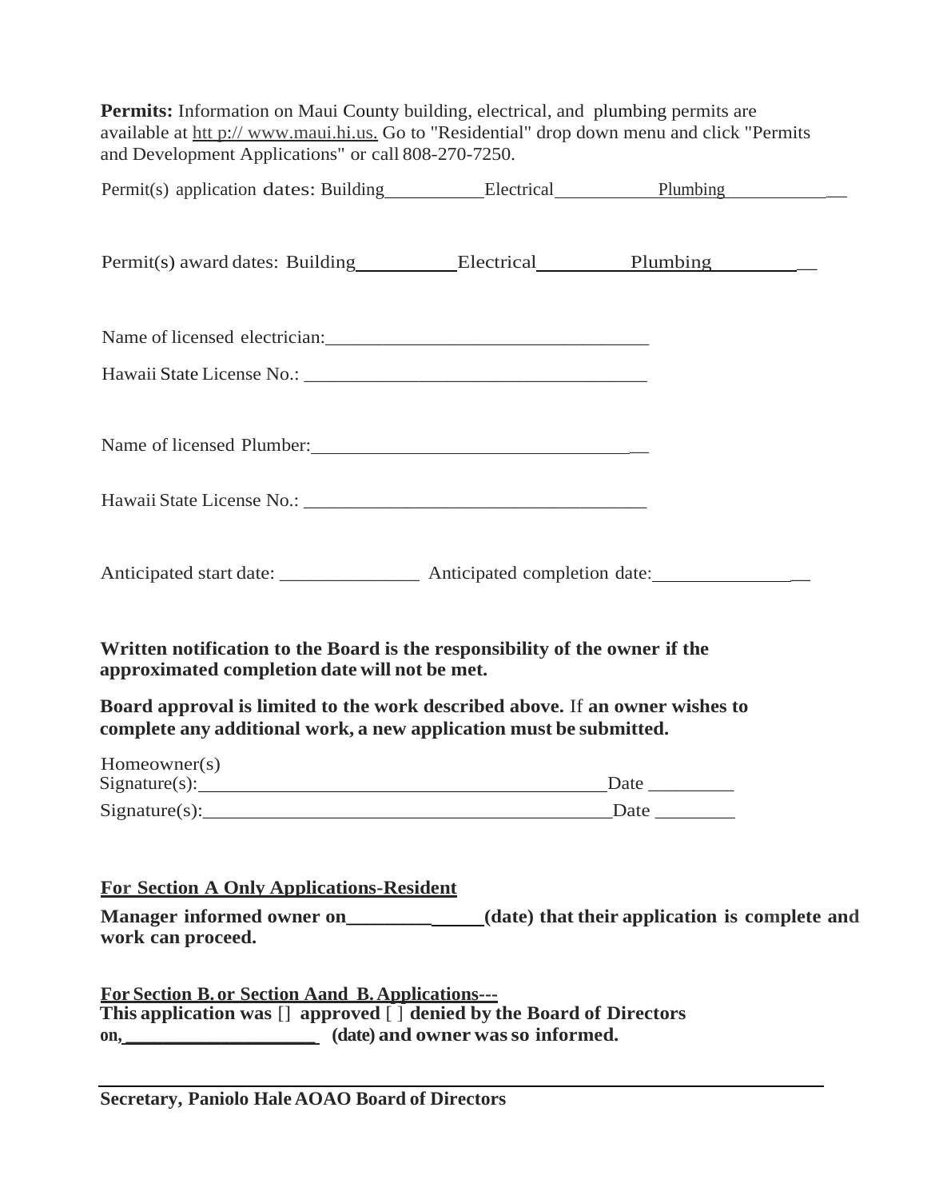**Permits:** Information on Maui County building, electrical, and plumbing permits are available at htt p:// www.maui.hi.us. Go to "Residential" drop down menu and click "Permits and Development Applications" or call 808-270-7250.

Permit(s) application dates: Building__________ Electrical__________ Plumbing__________

Permit(s) award dates: Building__________ Electrical__________ Plumbing__________

Name of licensed electrician:________________________________

Hawaii State License No.: ________________________________

Name of licensed Plumber:________________________________

Hawaii State License No.: ________________________________

Anticipated start date: ______________ Anticipated completion date:______________

**Written notification to the Board is the responsibility of the owner if the approximated completion date will not be met.**

**Board approval is limited to the work described above.** If **an owner wishes to complete any additional work, a new application must be submitted.**

Homeowner(s)
Signature(s):________________________________________ Date _________

Signature(s):________________________________________ Date _________

**For Section A Only Applications-Resident**

**Manager informed owner on______________(date) that their application is complete and work can proceed.**

**For Section B. or Section Aand B. Applications---**

**This application was [] approved [ ] denied by the Board of Directors on,____________________ (date) and owner was so informed.**

________________________________________

**Secretary, Paniolo Hale AOAO Board of Directors**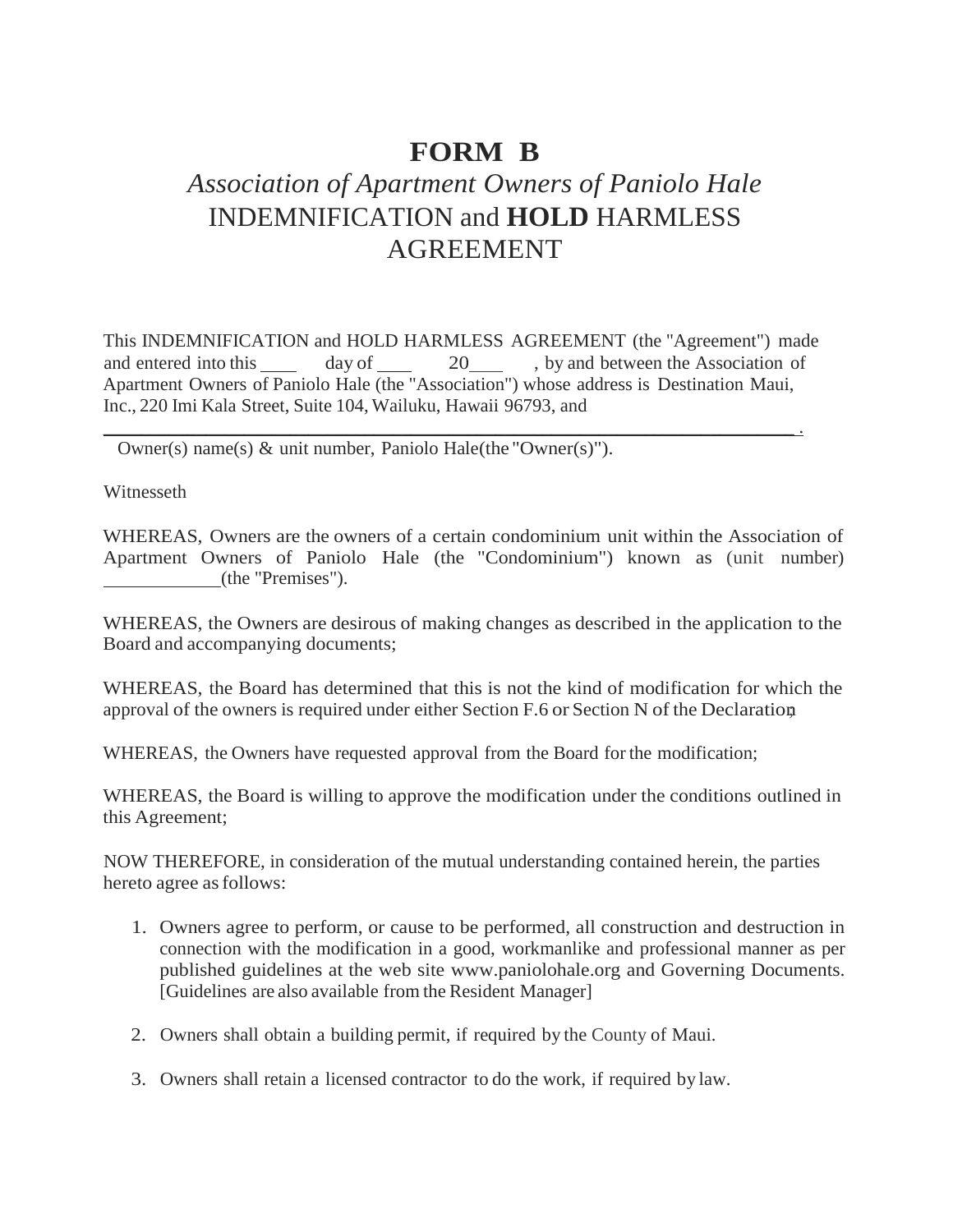# FORM B

## *Association of Apartment Owners of Paniolo Hale*
## INDEMNIFICATION and **HOLD** HARMLESS AGREEMENT

This INDEMNIFICATION and HOLD HARMLESS AGREEMENT (the "Agreement") made and entered into this ____ day of ____ 20____ , by and between the Association of Apartment Owners of Paniolo Hale (the "Association") whose address is Destination Maui, Inc., 220 Imi Kala Street, Suite 104, Wailuku, Hawaii 96793, and

______________________________________________________________.

Owner(s) name(s) & unit number, Paniolo Hale(the "Owner(s)").

Witnesseth

WHEREAS, Owners are the owners of a certain condominium unit within the Association of Apartment Owners of Paniolo Hale (the "Condominium") known as (unit number) ____________(the "Premises").

WHEREAS, the Owners are desirous of making changes as described in the application to the Board and accompanying documents;

WHEREAS, the Board has determined that this is not the kind of modification for which the approval of the owners is required under either Section F.6 or Section N of the Declaration;

WHEREAS, the Owners have requested approval from the Board for the modification;

WHEREAS, the Board is willing to approve the modification under the conditions outlined in this Agreement;

NOW THEREFORE, in consideration of the mutual understanding contained herein, the parties hereto agree as follows:

1. Owners agree to perform, or cause to be performed, all construction and destruction in connection with the modification in a good, workmanlike and professional manner as per published guidelines at the web site www.paniolohale.org and Governing Documents. [Guidelines are also available from the Resident Manager]
2. Owners shall obtain a building permit, if required by the County of Maui.
3. Owners shall retain a licensed contractor to do the work, if required by law.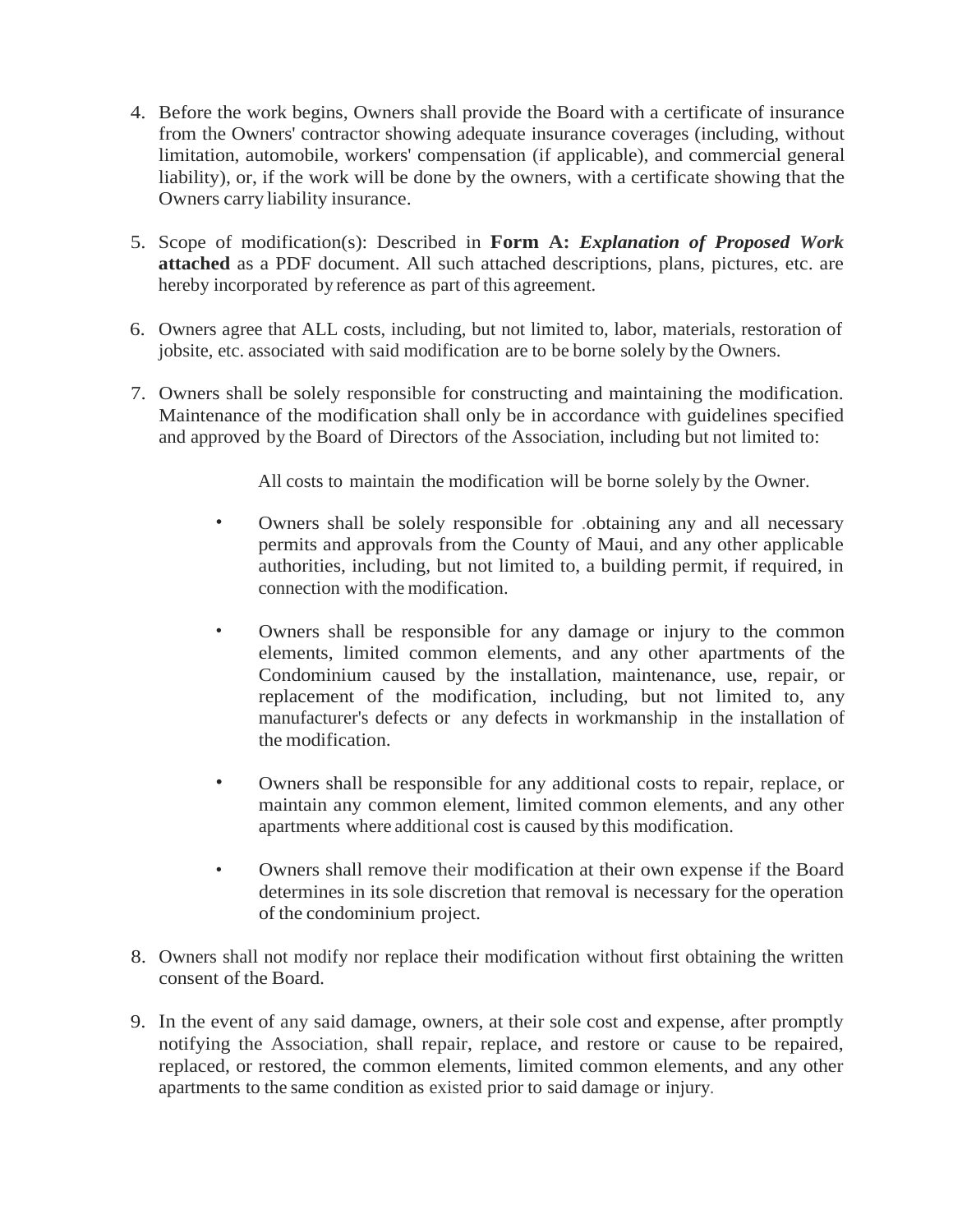4. Before the work begins, Owners shall provide the Board with a certificate of insurance from the Owners' contractor showing adequate insurance coverages (including, without limitation, automobile, workers' compensation (if applicable), and commercial general liability), or, if the work will be done by the owners, with a certificate showing that the Owners carry liability insurance.

5. Scope of modification(s): Described in **Form A:** ***Explanation of Proposed Work*** **attached** as a PDF document. All such attached descriptions, plans, pictures, etc. are hereby incorporated by reference as part of this agreement.

6. Owners agree that ALL costs, including, but not limited to, labor, materials, restoration of jobsite, etc. associated with said modification are to be borne solely by the Owners.

7. Owners shall be solely responsible for constructing and maintaining the modification. Maintenance of the modification shall only be in accordance with guidelines specified and approved by the Board of Directors of the Association, including but not limited to:

   All costs to maintain the modification will be borne solely by the Owner.

   - Owners shall be solely responsible for .obtaining any and all necessary permits and approvals from the County of Maui, and any other applicable authorities, including, but not limited to, a building permit, if required, in connection with the modification.

   - Owners shall be responsible for any damage or injury to the common elements, limited common elements, and any other apartments of the Condominium caused by the installation, maintenance, use, repair, or replacement of the modification, including, but not limited to, any manufacturer's defects or any defects in workmanship in the installation of the modification.

   - Owners shall be responsible for any additional costs to repair, replace, or maintain any common element, limited common elements, and any other apartments where additional cost is caused by this modification.

   - Owners shall remove their modification at their own expense if the Board determines in its sole discretion that removal is necessary for the operation of the condominium project.

8. Owners shall not modify nor replace their modification without first obtaining the written consent of the Board.

9. In the event of any said damage, owners, at their sole cost and expense, after promptly notifying the Association, shall repair, replace, and restore or cause to be repaired, replaced, or restored, the common elements, limited common elements, and any other apartments to the same condition as existed prior to said damage or injury.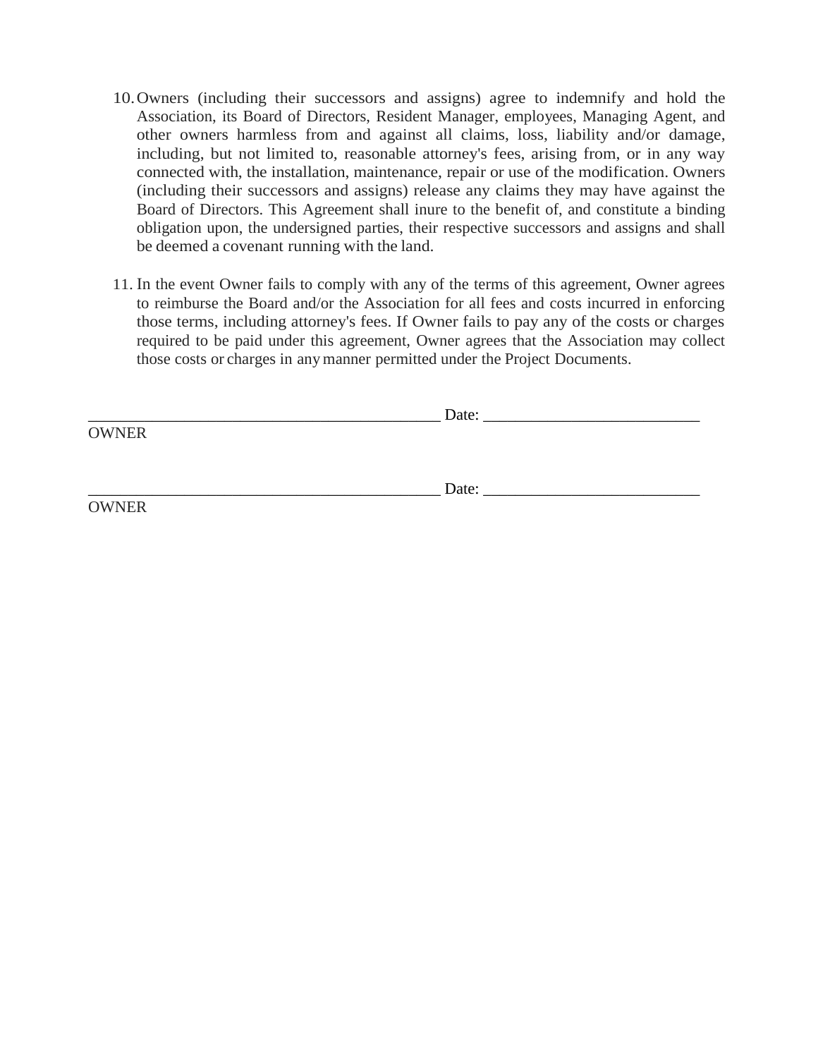10. Owners (including their successors and assigns) agree to indemnify and hold the Association, its Board of Directors, Resident Manager, employees, Managing Agent, and other owners harmless from and against all claims, loss, liability and/or damage, including, but not limited to, reasonable attorney's fees, arising from, or in any way connected with, the installation, maintenance, repair or use of the modification. Owners (including their successors and assigns) release any claims they may have against the Board of Directors. This Agreement shall inure to the benefit of, and constitute a binding obligation upon, the undersigned parties, their respective successors and assigns and shall be deemed a covenant running with the land.

11. In the event Owner fails to comply with any of the terms of this agreement, Owner agrees to reimburse the Board and/or the Association for all fees and costs incurred in enforcing those terms, including attorney's fees. If Owner fails to pay any of the costs or charges required to be paid under this agreement, Owner agrees that the Association may collect those costs or charges in any manner permitted under the Project Documents.

_____________________________________________ Date: ___________________________
OWNER

_____________________________________________ Date: ___________________________
OWNER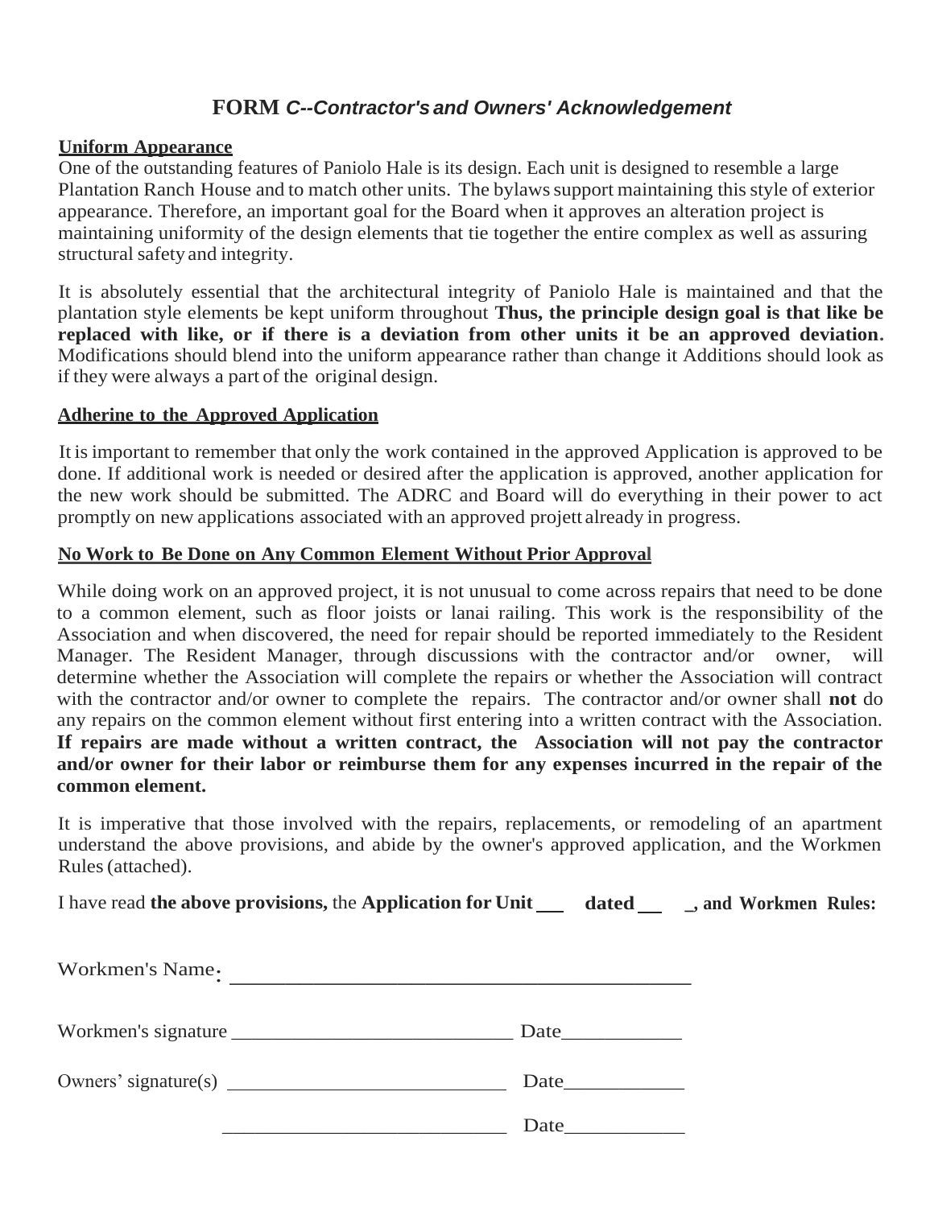# FORM *C--Contractor's and Owners' Acknowledgement*

**Uniform Appearance**

One of the outstanding features of Paniolo Hale is its design. Each unit is designed to resemble a large Plantation Ranch House and to match other units. The bylaws support maintaining this style of exterior appearance. Therefore, an important goal for the Board when it approves an alteration project is maintaining uniformity of the design elements that tie together the entire complex as well as assuring structural safety and integrity.

It is absolutely essential that the architectural integrity of Paniolo Hale is maintained and that the plantation style elements be kept uniform throughout **Thus, the principle design goal is that like be replaced with like, or if there is a deviation from other units it be an approved deviation.** Modifications should blend into the uniform appearance rather than change it Additions should look as if they were always a part of the original design.

**Adherine to the Approved Application**

It is important to remember that only the work contained in the approved Application is approved to be done. If additional work is needed or desired after the application is approved, another application for the new work should be submitted. The ADRC and Board will do everything in their power to act promptly on new applications associated with an approved projett already in progress.

**No Work to Be Done on Any Common Element Without Prior Approval**

While doing work on an approved project, it is not unusual to come across repairs that need to be done to a common element, such as floor joists or lanai railing. This work is the responsibility of the Association and when discovered, the need for repair should be reported immediately to the Resident Manager. The Resident Manager, through discussions with the contractor and/or owner, will determine whether the Association will complete the repairs or whether the Association will contract with the contractor and/or owner to complete the repairs. The contractor and/or owner shall **not** do any repairs on the common element without first entering into a written contract with the Association. **If repairs are made without a written contract, the Association will not pay the contractor and/or owner for their labor or reimburse them for any expenses incurred in the repair of the common element.**

It is imperative that those involved with the repairs, replacements, or remodeling of an apartment understand the above provisions, and abide by the owner's approved application, and the Workmen Rules (attached).

I have read **the above provisions,** the **Application for Unit \_\_\_ dated \_\_\_ \_, and Workmen Rules:**

Workmen's Name: \_\_\_\_\_\_\_\_\_\_\_\_\_\_\_\_\_\_\_\_\_\_\_\_\_\_\_\_\_\_\_\_\_\_\_\_\_\_\_\_

Workmen's signature \_\_\_\_\_\_\_\_\_\_\_\_\_\_\_\_\_\_\_\_\_\_\_\_\_\_\_\_ Date\_\_\_\_\_\_\_\_\_\_\_\_

Owners' signature(s) \_\_\_\_\_\_\_\_\_\_\_\_\_\_\_\_\_\_\_\_\_\_\_\_\_\_\_\_ Date\_\_\_\_\_\_\_\_\_\_\_\_

\_\_\_\_\_\_\_\_\_\_\_\_\_\_\_\_\_\_\_\_\_\_\_\_\_\_\_\_ Date\_\_\_\_\_\_\_\_\_\_\_\_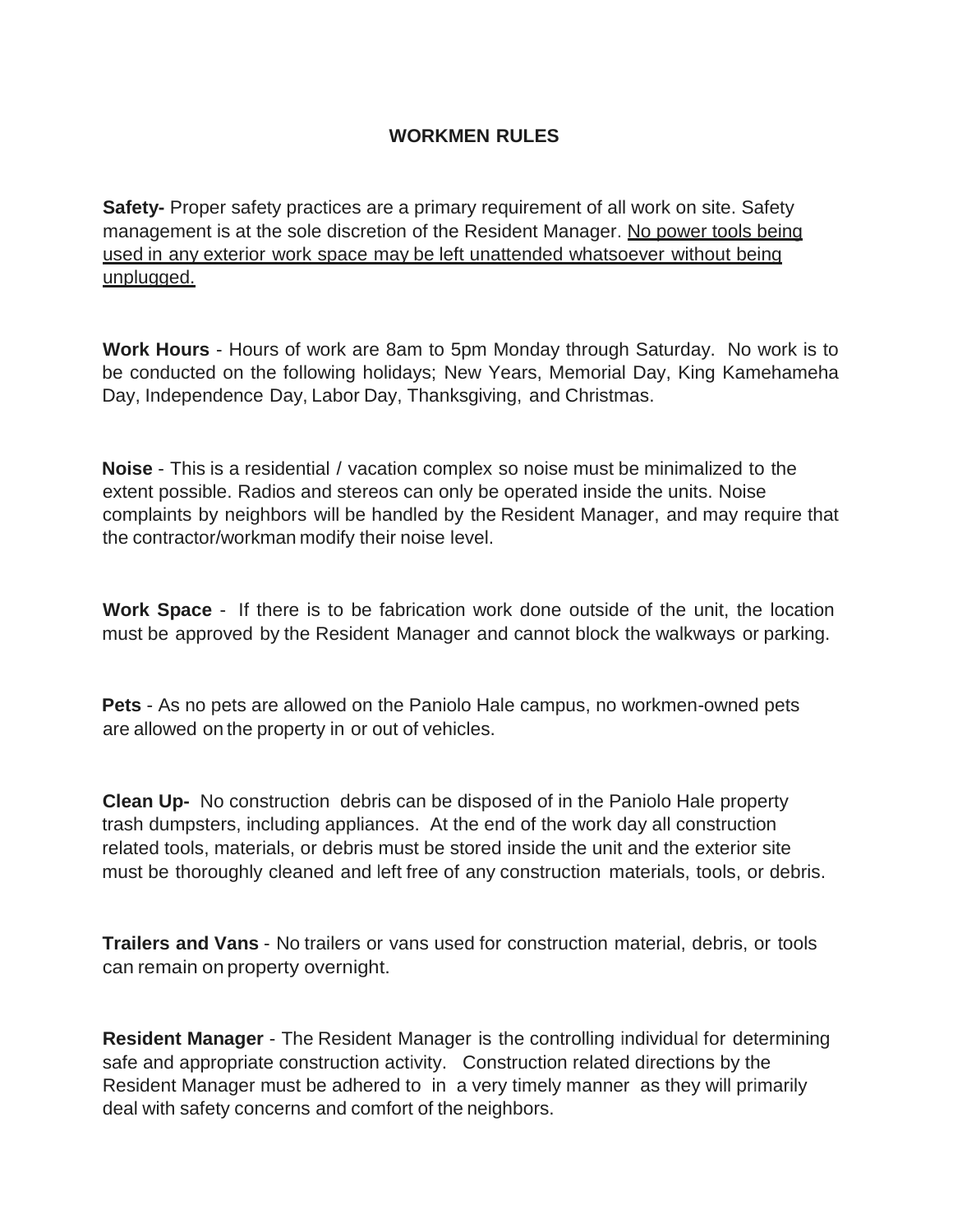# WORKMEN RULES

**Safety-** Proper safety practices are a primary requirement of all work on site. Safety management is at the sole discretion of the Resident Manager. <u>No power tools being used in any exterior work space may be left unattended whatsoever without being unplugged.</u>

**Work Hours** - Hours of work are 8am to 5pm Monday through Saturday. No work is to be conducted on the following holidays; New Years, Memorial Day, King Kamehameha Day, Independence Day, Labor Day, Thanksgiving, and Christmas.

**Noise** - This is a residential / vacation complex so noise must be minimalized to the extent possible. Radios and stereos can only be operated inside the units. Noise complaints by neighbors will be handled by the Resident Manager, and may require that the contractor/workman modify their noise level.

**Work Space** - If there is to be fabrication work done outside of the unit, the location must be approved by the Resident Manager and cannot block the walkways or parking.

**Pets** - As no pets are allowed on the Paniolo Hale campus, no workmen-owned pets are allowed on the property in or out of vehicles.

**Clean Up-** No construction debris can be disposed of in the Paniolo Hale property trash dumpsters, including appliances. At the end of the work day all construction related tools, materials, or debris must be stored inside the unit and the exterior site must be thoroughly cleaned and left free of any construction materials, tools, or debris.

**Trailers and Vans** - No trailers or vans used for construction material, debris, or tools can remain on property overnight.

**Resident Manager** - The Resident Manager is the controlling individual for determining safe and appropriate construction activity. Construction related directions by the Resident Manager must be adhered to in a very timely manner as they will primarily deal with safety concerns and comfort of the neighbors.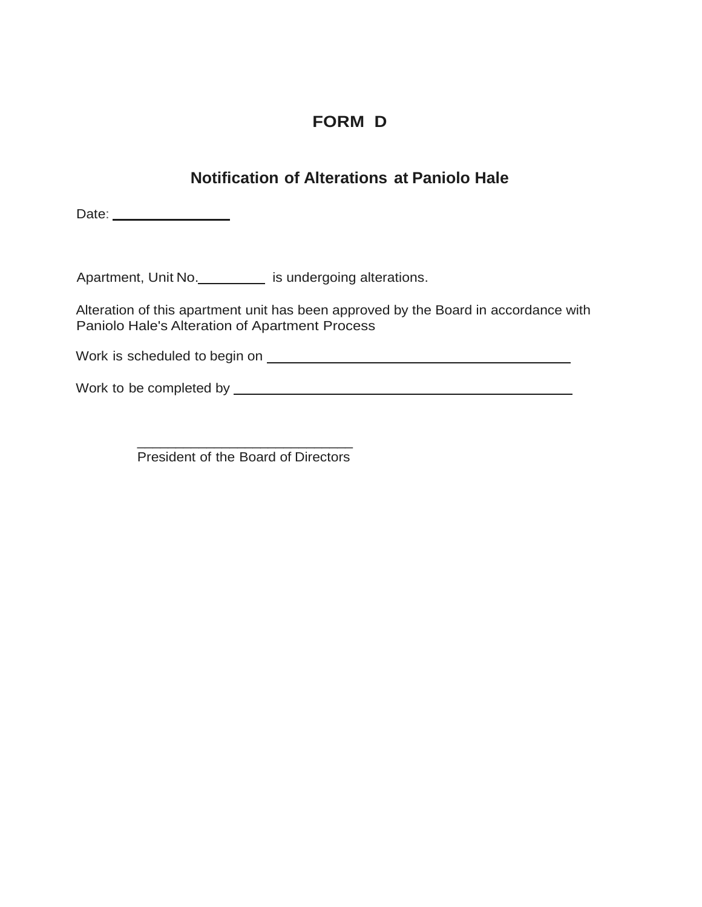# FORM D

## Notification of Alterations at Paniolo Hale

Date: ________________

Apartment, Unit No.__________ is undergoing alterations.

Alteration of this apartment unit has been approved by the Board in accordance with Paniolo Hale's Alteration of Apartment Process

Work is scheduled to begin on ________________________________________

Work to be completed by ____________________________________________

______________________________
President of the Board of Directors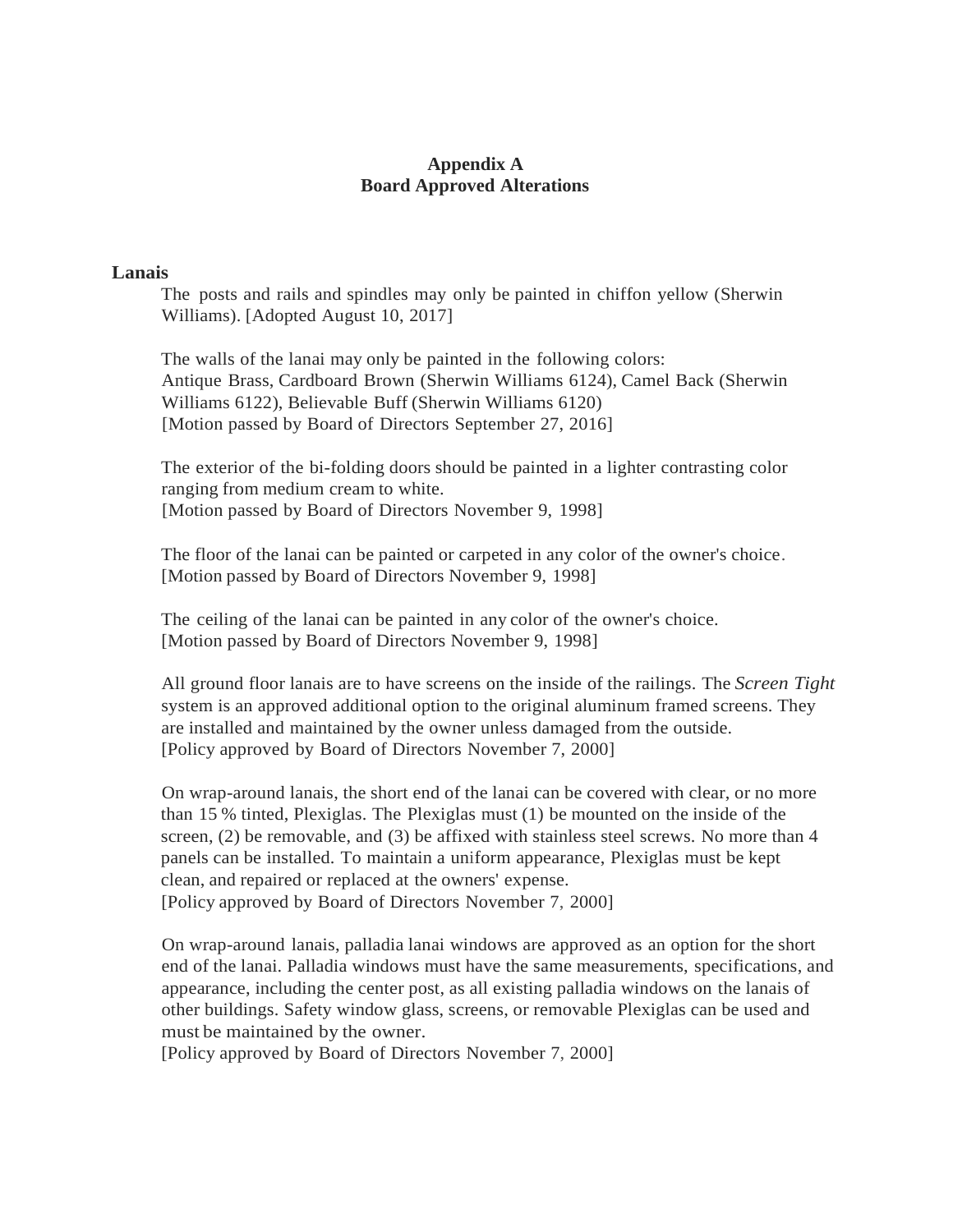# Appendix A
# Board Approved Alterations

## Lanais

The posts and rails and spindles may only be painted in chiffon yellow (Sherwin Williams). [Adopted August 10, 2017]

The walls of the lanai may only be painted in the following colors:
Antique Brass, Cardboard Brown (Sherwin Williams 6124), Camel Back (Sherwin Williams 6122), Believable Buff (Sherwin Williams 6120)
[Motion passed by Board of Directors September 27, 2016]

The exterior of the bi-folding doors should be painted in a lighter contrasting color ranging from medium cream to white.
[Motion passed by Board of Directors November 9, 1998]

The floor of the lanai can be painted or carpeted in any color of the owner's choice.
[Motion passed by Board of Directors November 9, 1998]

The ceiling of the lanai can be painted in any color of the owner's choice.
[Motion passed by Board of Directors November 9, 1998]

All ground floor lanais are to have screens on the inside of the railings. The *Screen Tight* system is an approved additional option to the original aluminum framed screens. They are installed and maintained by the owner unless damaged from the outside.
[Policy approved by Board of Directors November 7, 2000]

On wrap-around lanais, the short end of the lanai can be covered with clear, or no more than 15 % tinted, Plexiglas. The Plexiglas must (1) be mounted on the inside of the screen, (2) be removable, and (3) be affixed with stainless steel screws. No more than 4 panels can be installed. To maintain a uniform appearance, Plexiglas must be kept clean, and repaired or replaced at the owners' expense.
[Policy approved by Board of Directors November 7, 2000]

On wrap-around lanais, palladia lanai windows are approved as an option for the short end of the lanai. Palladia windows must have the same measurements, specifications, and appearance, including the center post, as all existing palladia windows on the lanais of other buildings. Safety window glass, screens, or removable Plexiglas can be used and must be maintained by the owner.
[Policy approved by Board of Directors November 7, 2000]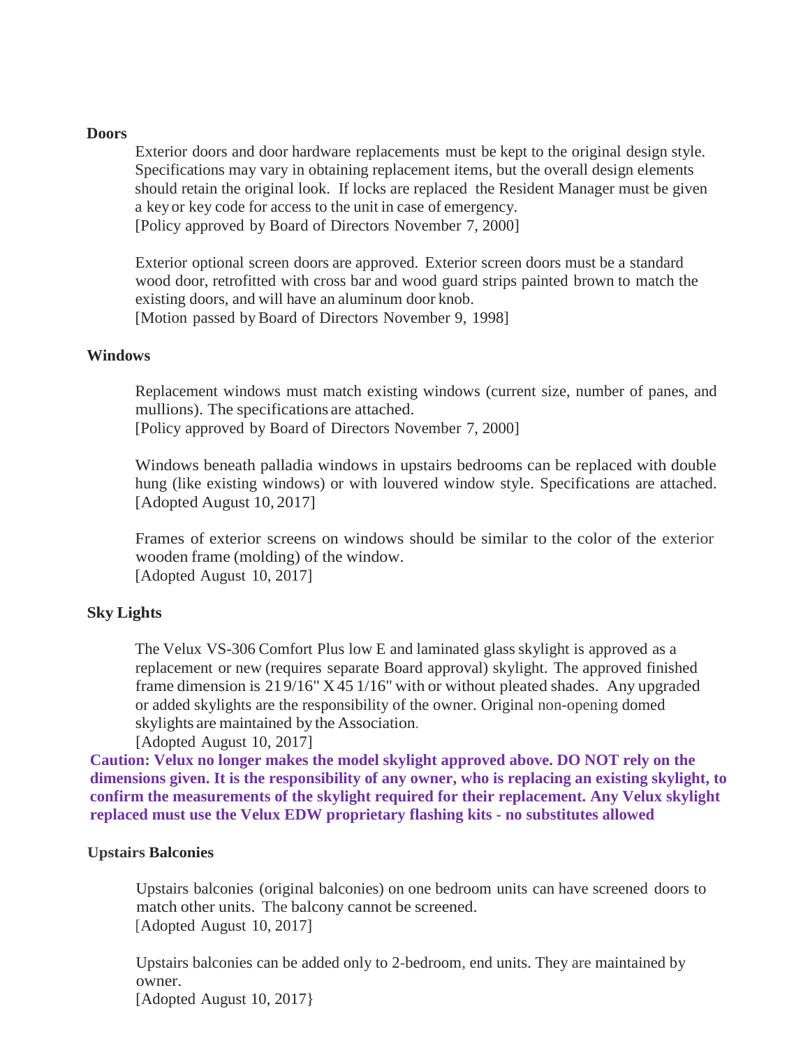**Doors**

Exterior doors and door hardware replacements must be kept to the original design style. Specifications may vary in obtaining replacement items, but the overall design elements should retain the original look. If locks are replaced the Resident Manager must be given a key or key code for access to the unit in case of emergency.
[Policy approved by Board of Directors November 7, 2000]

Exterior optional screen doors are approved. Exterior screen doors must be a standard wood door, retrofitted with cross bar and wood guard strips painted brown to match the existing doors, and will have an aluminum door knob.
[Motion passed by Board of Directors November 9, 1998]

**Windows**

Replacement windows must match existing windows (current size, number of panes, and mullions). The specifications are attached.
[Policy approved by Board of Directors November 7, 2000]

Windows beneath palladia windows in upstairs bedrooms can be replaced with double hung (like existing windows) or with louvered window style. Specifications are attached.
[Adopted August 10, 2017]

Frames of exterior screens on windows should be similar to the color of the exterior wooden frame (molding) of the window.
[Adopted August 10, 2017]

**Sky Lights**

The Velux VS-306 Comfort Plus low E and laminated glass skylight is approved as a replacement or new (requires separate Board approval) skylight. The approved finished frame dimension is 21 9/16" X 45 1/16" with or without pleated shades. Any upgraded or added skylights are the responsibility of the owner. Original non-opening domed skylights are maintained by the Association.
[Adopted August 10, 2017]

**Caution: Velux no longer makes the model skylight approved above. DO NOT rely on the dimensions given. It is the responsibility of any owner, who is replacing an existing skylight, to confirm the measurements of the skylight required for their replacement. Any Velux skylight replaced must use the Velux EDW proprietary flashing kits - no substitutes allowed**

**Upstairs Balconies**

Upstairs balconies (original balconies) on one bedroom units can have screened doors to match other units. The balcony cannot be screened.
[Adopted August 10, 2017]

Upstairs balconies can be added only to 2-bedroom, end units. They are maintained by owner.
[Adopted August 10, 2017}